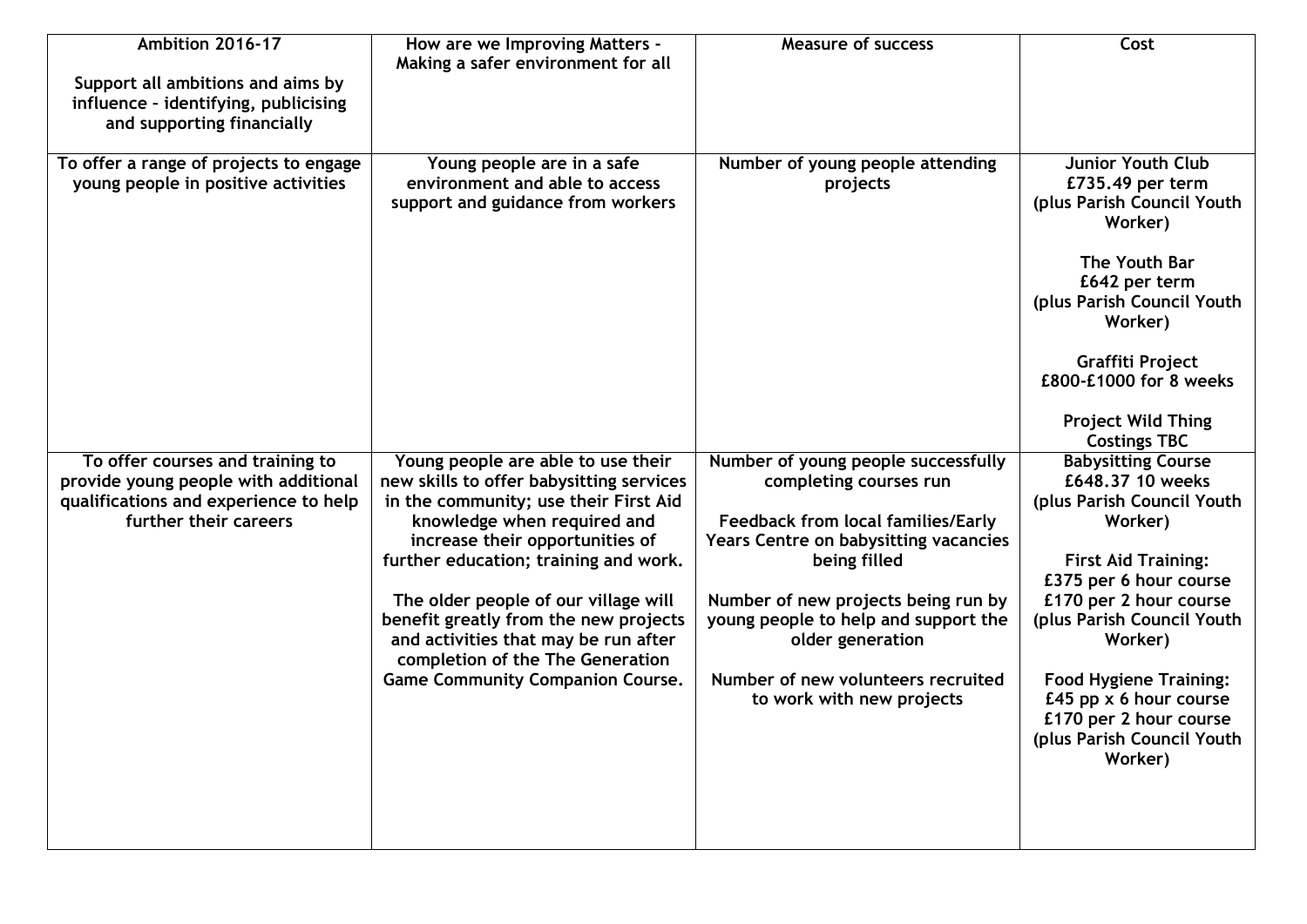| Ambition 2016-17<br><br>Support all ambitions and aims by influence – identifying, publicising and supporting financially | How are we Improving Matters - Making a safer environment for all | Measure of success | Cost |
|---|---|---|---|
| To offer a range of projects to engage young people in positive activities | Young people are in a safe environment and able to access support and guidance from workers | Number of young people attending projects | Junior Youth Club<br>£735.49 per term<br>(plus Parish Council Youth Worker)<br><br>The Youth Bar<br>£642 per term<br>(plus Parish Council Youth Worker)<br><br>Graffiti Project<br>£800-£1000 for 8 weeks<br><br>Project Wild Thing<br>Costings TBC |
| To offer courses and training to provide young people with additional qualifications and experience to help further their careers | Young people are able to use their new skills to offer babysitting services in the community; use their First Aid knowledge when required and increase their opportunities of further education; training and work.<br><br>The older people of our village will benefit greatly from the new projects and activities that may be run after completion of the The Generation Game Community Companion Course. | Number of young people successfully completing courses run<br><br>Feedback from local families/Early Years Centre on babysitting vacancies being filled<br><br>Number of new projects being run by young people to help and support the older generation<br><br>Number of new volunteers recruited to work with new projects | Babysitting Course<br>£648.37 10 weeks<br>(plus Parish Council Youth Worker)<br><br>First Aid Training:<br>£375 per 6 hour course<br>£170 per 2 hour course<br>(plus Parish Council Youth Worker)<br><br>Food Hygiene Training:<br>£45 pp x 6 hour course<br>£170 per 2 hour course<br>(plus Parish Council Youth Worker) |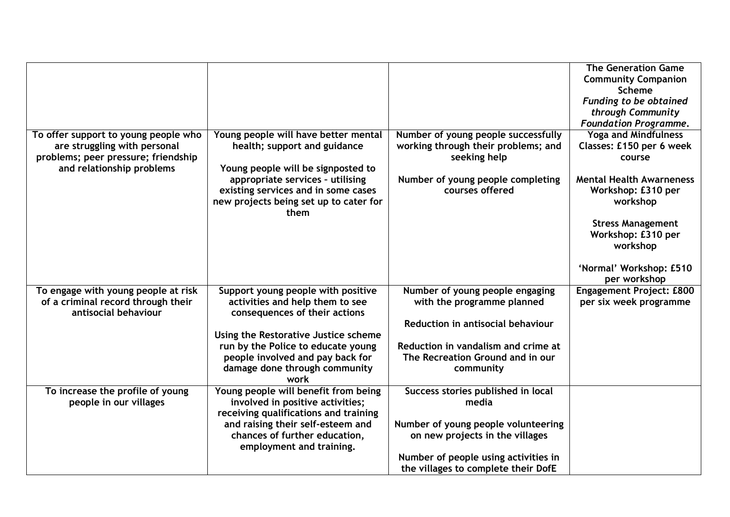| | | | |
|---|---|---|---|
| | | | **The Generation Game Community Companion Scheme** *Funding to be obtained through Community Foundation Programme.* |
| **To offer support to young people who are struggling with personal problems; peer pressure; friendship and relationship problems** | **Young people will have better mental health; support and guidance**<br><br>**Young people will be signposted to appropriate services – utilising existing services and in some cases new projects being set up to cater for them** | **Number of young people successfully working through their problems; and seeking help**<br><br>**Number of young people completing courses offered** | **Yoga and Mindfulness Classes: £150 per 6 week course**<br><br>**Mental Health Awarneness Workshop: £310 per workshop**<br><br>**Stress Management Workshop: £310 per workshop**<br><br>**'Normal' Workshop: £510 per workshop** |
| **To engage with young people at risk of a criminal record through their antisocial behaviour** | **Support young people with positive activities and help them to see consequences of their actions**<br><br>**Using the Restorative Justice scheme run by the Police to educate young people involved and pay back for damage done through community work** | **Number of young people engaging with the programme planned**<br><br>**Reduction in antisocial behaviour**<br><br>**Reduction in vandalism and crime at The Recreation Ground and in our community** | **Engagement Project: £800 per six week programme** |
| **To increase the profile of young people in our villages** | **Young people will benefit from being involved in positive activities; receiving qualifications and training and raising their self-esteem and chances of further education, employment and training.** | **Success stories published in local media**<br><br>**Number of young people volunteering on new projects in the villages**<br><br>**Number of people using activities in the villages to complete their DofE** | |